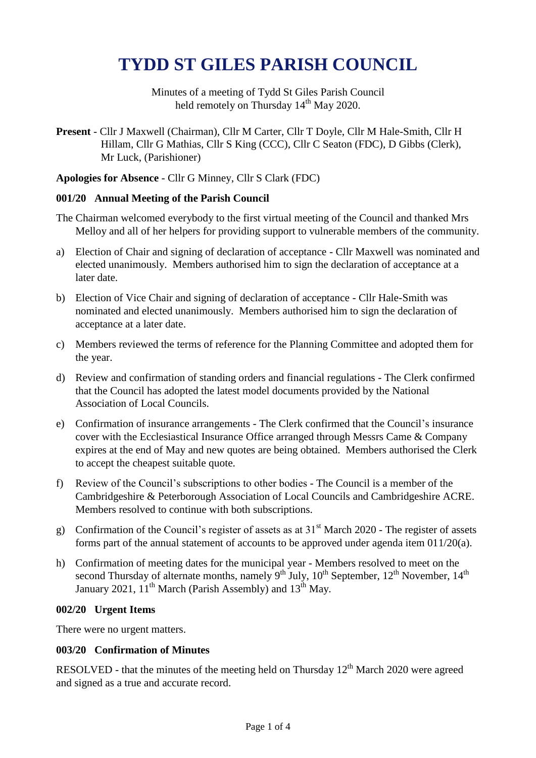# TYDD ST GILES PARISH COUNCIL

Minutes of a meeting of Tydd St Giles Parish Council held remotely on Thursday 14th May 2020.

**Present** - Cllr J Maxwell (Chairman), Cllr M Carter, Cllr T Doyle, Cllr M Hale-Smith, Cllr H Hillam, Cllr G Mathias, Cllr S King (CCC), Cllr C Seaton (FDC), D Gibbs (Clerk), Mr Luck, (Parishioner)

**Apologies for Absence** - Cllr G Minney, Cllr S Clark (FDC)

### 001/20 Annual Meeting of the Parish Council

The Chairman welcomed everybody to the first virtual meeting of the Council and thanked Mrs Melloy and all of her helpers for providing support to vulnerable members of the community.

a) Election of Chair and signing of declaration of acceptance - Cllr Maxwell was nominated and elected unanimously. Members authorised him to sign the declaration of acceptance at a later date.

b) Election of Vice Chair and signing of declaration of acceptance - Cllr Hale-Smith was nominated and elected unanimously. Members authorised him to sign the declaration of acceptance at a later date.

c) Members reviewed the terms of reference for the Planning Committee and adopted them for the year.

d) Review and confirmation of standing orders and financial regulations - The Clerk confirmed that the Council has adopted the latest model documents provided by the National Association of Local Councils.

e) Confirmation of insurance arrangements - The Clerk confirmed that the Council's insurance cover with the Ecclesiastical Insurance Office arranged through Messrs Came & Company expires at the end of May and new quotes are being obtained. Members authorised the Clerk to accept the cheapest suitable quote.

f) Review of the Council's subscriptions to other bodies - The Council is a member of the Cambridgeshire & Peterborough Association of Local Councils and Cambridgeshire ACRE. Members resolved to continue with both subscriptions.

g) Confirmation of the Council's register of assets as at 31st March 2020 - The register of assets forms part of the annual statement of accounts to be approved under agenda item 011/20(a).

h) Confirmation of meeting dates for the municipal year - Members resolved to meet on the second Thursday of alternate months, namely 9th July, 10th September, 12th November, 14th January 2021, 11th March (Parish Assembly) and 13th May.

### 002/20 Urgent Items

There were no urgent matters.

### 003/20 Confirmation of Minutes

RESOLVED - that the minutes of the meeting held on Thursday 12th March 2020 were agreed and signed as a true and accurate record.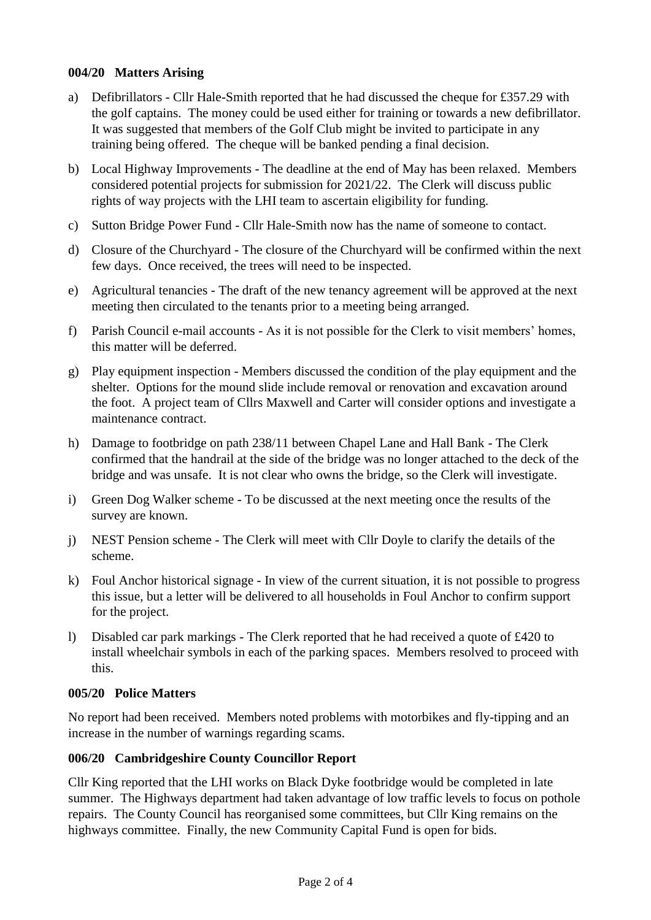**004/20 Matters Arising**

a) Defibrillators - Cllr Hale-Smith reported that he had discussed the cheque for £357.29 with the golf captains. The money could be used either for training or towards a new defibrillator. It was suggested that members of the Golf Club might be invited to participate in any training being offered. The cheque will be banked pending a final decision.

b) Local Highway Improvements - The deadline at the end of May has been relaxed. Members considered potential projects for submission for 2021/22. The Clerk will discuss public rights of way projects with the LHI team to ascertain eligibility for funding.

c) Sutton Bridge Power Fund - Cllr Hale-Smith now has the name of someone to contact.

d) Closure of the Churchyard - The closure of the Churchyard will be confirmed within the next few days. Once received, the trees will need to be inspected.

e) Agricultural tenancies - The draft of the new tenancy agreement will be approved at the next meeting then circulated to the tenants prior to a meeting being arranged.

f) Parish Council e-mail accounts - As it is not possible for the Clerk to visit members' homes, this matter will be deferred.

g) Play equipment inspection - Members discussed the condition of the play equipment and the shelter. Options for the mound slide include removal or renovation and excavation around the foot. A project team of Cllrs Maxwell and Carter will consider options and investigate a maintenance contract.

h) Damage to footbridge on path 238/11 between Chapel Lane and Hall Bank - The Clerk confirmed that the handrail at the side of the bridge was no longer attached to the deck of the bridge and was unsafe. It is not clear who owns the bridge, so the Clerk will investigate.

i) Green Dog Walker scheme - To be discussed at the next meeting once the results of the survey are known.

j) NEST Pension scheme - The Clerk will meet with Cllr Doyle to clarify the details of the scheme.

k) Foul Anchor historical signage - In view of the current situation, it is not possible to progress this issue, but a letter will be delivered to all households in Foul Anchor to confirm support for the project.

l) Disabled car park markings - The Clerk reported that he had received a quote of £420 to install wheelchair symbols in each of the parking spaces. Members resolved to proceed with this.

**005/20 Police Matters**

No report had been received. Members noted problems with motorbikes and fly-tipping and an increase in the number of warnings regarding scams.

**006/20 Cambridgeshire County Councillor Report**

Cllr King reported that the LHI works on Black Dyke footbridge would be completed in late summer. The Highways department had taken advantage of low traffic levels to focus on pothole repairs. The County Council has reorganised some committees, but Cllr King remains on the highways committee. Finally, the new Community Capital Fund is open for bids.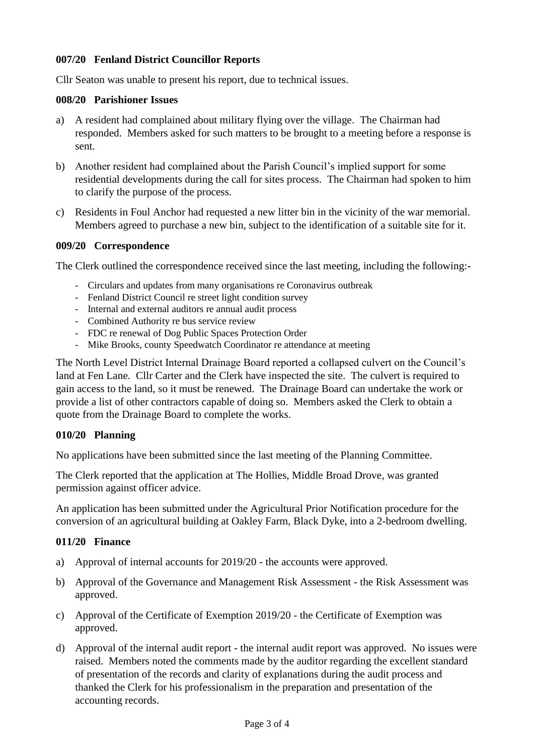### 007/20 Fenland District Councillor Reports

Cllr Seaton was unable to present his report, due to technical issues.

### 008/20 Parishioner Issues

a) A resident had complained about military flying over the village. The Chairman had responded. Members asked for such matters to be brought to a meeting before a response is sent.

b) Another resident had complained about the Parish Council's implied support for some residential developments during the call for sites process. The Chairman had spoken to him to clarify the purpose of the process.

c) Residents in Foul Anchor had requested a new litter bin in the vicinity of the war memorial. Members agreed to purchase a new bin, subject to the identification of a suitable site for it.

### 009/20 Correspondence

The Clerk outlined the correspondence received since the last meeting, including the following:-

- Circulars and updates from many organisations re Coronavirus outbreak
- Fenland District Council re street light condition survey
- Internal and external auditors re annual audit process
- Combined Authority re bus service review
- FDC re renewal of Dog Public Spaces Protection Order
- Mike Brooks, county Speedwatch Coordinator re attendance at meeting

The North Level District Internal Drainage Board reported a collapsed culvert on the Council's land at Fen Lane. Cllr Carter and the Clerk have inspected the site. The culvert is required to gain access to the land, so it must be renewed. The Drainage Board can undertake the work or provide a list of other contractors capable of doing so. Members asked the Clerk to obtain a quote from the Drainage Board to complete the works.

### 010/20 Planning

No applications have been submitted since the last meeting of the Planning Committee.

The Clerk reported that the application at The Hollies, Middle Broad Drove, was granted permission against officer advice.

An application has been submitted under the Agricultural Prior Notification procedure for the conversion of an agricultural building at Oakley Farm, Black Dyke, into a 2-bedroom dwelling.

### 011/20 Finance

a) Approval of internal accounts for 2019/20 - the accounts were approved.

b) Approval of the Governance and Management Risk Assessment - the Risk Assessment was approved.

c) Approval of the Certificate of Exemption 2019/20 - the Certificate of Exemption was approved.

d) Approval of the internal audit report - the internal audit report was approved. No issues were raised. Members noted the comments made by the auditor regarding the excellent standard of presentation of the records and clarity of explanations during the audit process and thanked the Clerk for his professionalism in the preparation and presentation of the accounting records.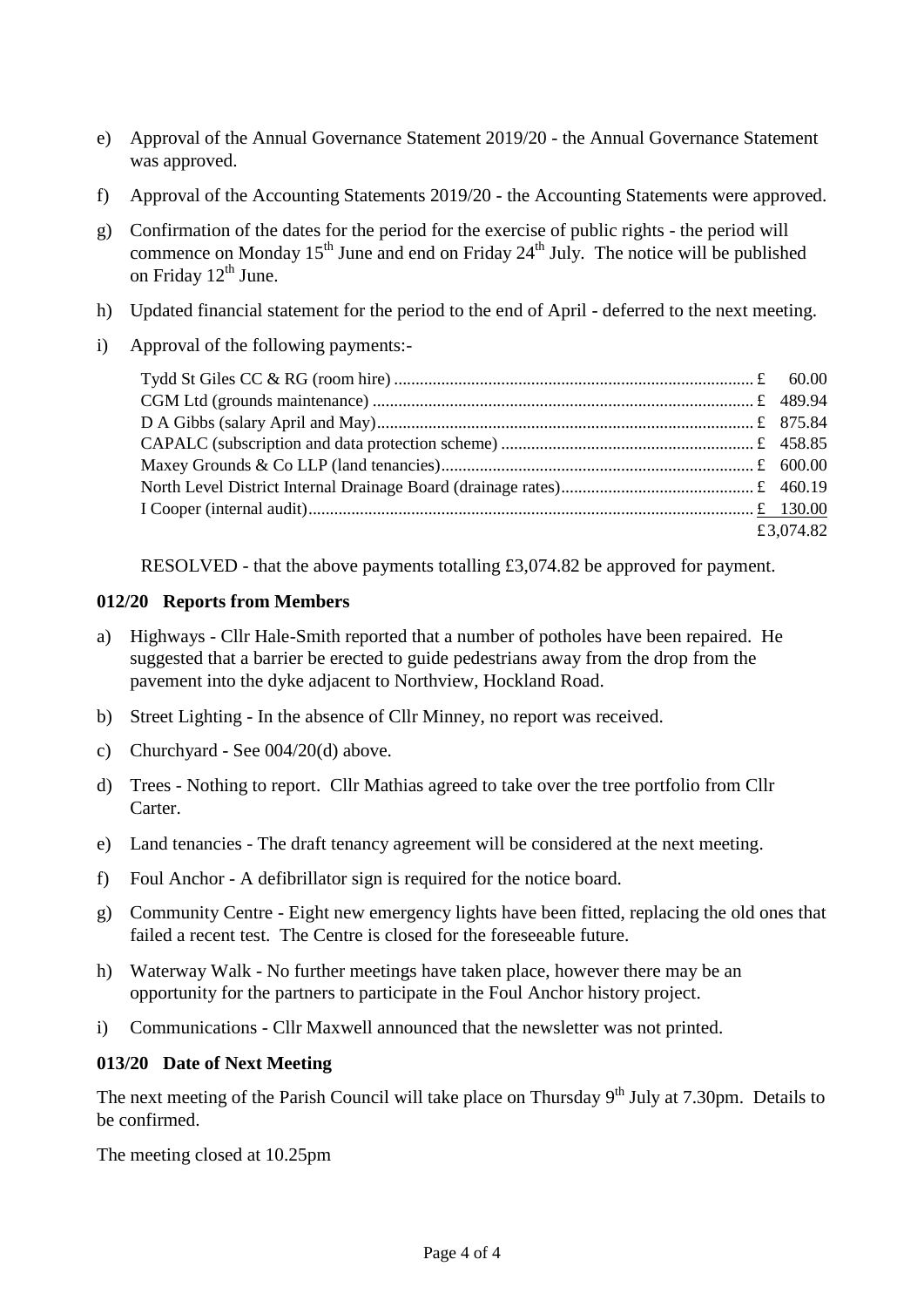e) Approval of the Annual Governance Statement 2019/20 - the Annual Governance Statement was approved.

f) Approval of the Accounting Statements 2019/20 - the Accounting Statements were approved.

g) Confirmation of the dates for the period for the exercise of public rights - the period will commence on Monday 15th June and end on Friday 24th July. The notice will be published on Friday 12th June.

h) Updated financial statement for the period to the end of April - deferred to the next meeting.

i) Approval of the following payments:-

| | |
|---|---|
| Tydd St Giles CC & RG (room hire) | £ 60.00 |
| CGM Ltd (grounds maintenance) | £ 489.94 |
| D A Gibbs (salary April and May) | £ 875.84 |
| CAPALC (subscription and data protection scheme) | £ 458.85 |
| Maxey Grounds & Co LLP (land tenancies) | £ 600.00 |
| North Level District Internal Drainage Board (drainage rates) | £ 460.19 |
| I Cooper (internal audit) | £ 130.00 |
| | £3,074.82 |

RESOLVED - that the above payments totalling £3,074.82 be approved for payment.

**012/20 Reports from Members**

a) Highways - Cllr Hale-Smith reported that a number of potholes have been repaired. He suggested that a barrier be erected to guide pedestrians away from the drop from the pavement into the dyke adjacent to Northview, Hockland Road.

b) Street Lighting - In the absence of Cllr Minney, no report was received.

c) Churchyard - See 004/20(d) above.

d) Trees - Nothing to report. Cllr Mathias agreed to take over the tree portfolio from Cllr Carter.

e) Land tenancies - The draft tenancy agreement will be considered at the next meeting.

f) Foul Anchor - A defibrillator sign is required for the notice board.

g) Community Centre - Eight new emergency lights have been fitted, replacing the old ones that failed a recent test. The Centre is closed for the foreseeable future.

h) Waterway Walk - No further meetings have taken place, however there may be an opportunity for the partners to participate in the Foul Anchor history project.

i) Communications - Cllr Maxwell announced that the newsletter was not printed.

**013/20 Date of Next Meeting**

The next meeting of the Parish Council will take place on Thursday 9th July at 7.30pm. Details to be confirmed.

The meeting closed at 10.25pm